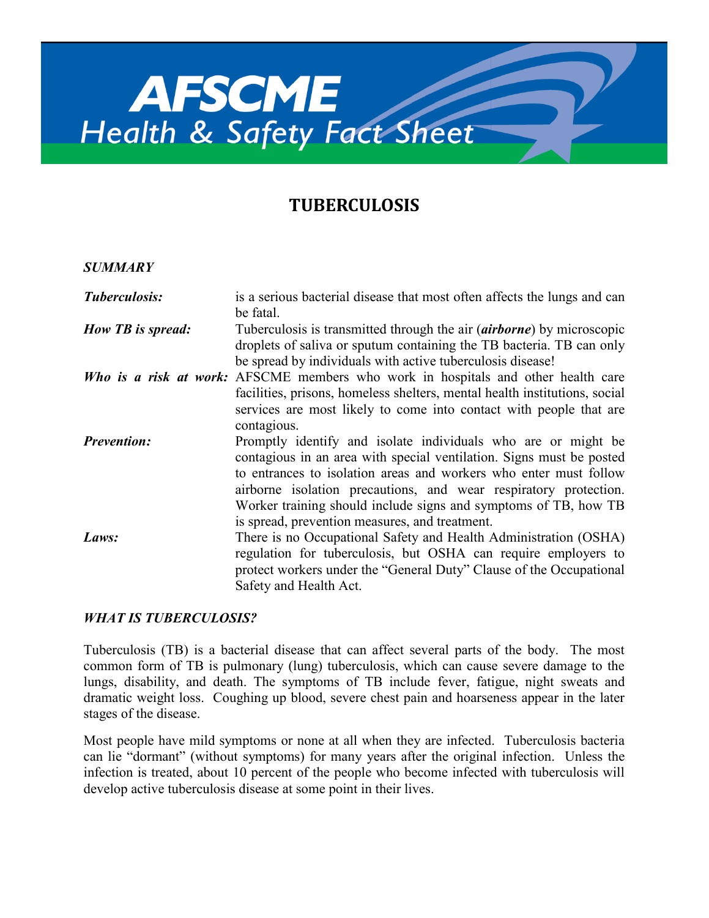# AFSCME Health & Safety Fact Sheet

## TUBERCULOSIS

### *SUMMARY*

| | |
|---|---|
| ***Tuberculosis:*** | is a serious bacterial disease that most often affects the lungs and can be fatal. |
| ***How TB is spread:*** | Tuberculosis is transmitted through the air (***airborne***) by microscopic droplets of saliva or sputum containing the TB bacteria. TB can only be spread by individuals with active tuberculosis disease! |
| ***Who is a risk at work:*** | AFSCME members who work in hospitals and other health care facilities, prisons, homeless shelters, mental health institutions, social services are most likely to come into contact with people that are contagious. |
| ***Prevention:*** | Promptly identify and isolate individuals who are or might be contagious in an area with special ventilation. Signs must be posted to entrances to isolation areas and workers who enter must follow airborne isolation precautions, and wear respiratory protection. Worker training should include signs and symptoms of TB, how TB is spread, prevention measures, and treatment. |
| ***Laws:*** | There is no Occupational Safety and Health Administration (OSHA) regulation for tuberculosis, but OSHA can require employers to protect workers under the "General Duty" Clause of the Occupational Safety and Health Act. |

### *WHAT IS TUBERCULOSIS?*

Tuberculosis (TB) is a bacterial disease that can affect several parts of the body. The most common form of TB is pulmonary (lung) tuberculosis, which can cause severe damage to the lungs, disability, and death. The symptoms of TB include fever, fatigue, night sweats and dramatic weight loss. Coughing up blood, severe chest pain and hoarseness appear in the later stages of the disease.

Most people have mild symptoms or none at all when they are infected. Tuberculosis bacteria can lie "dormant" (without symptoms) for many years after the original infection. Unless the infection is treated, about 10 percent of the people who become infected with tuberculosis will develop active tuberculosis disease at some point in their lives.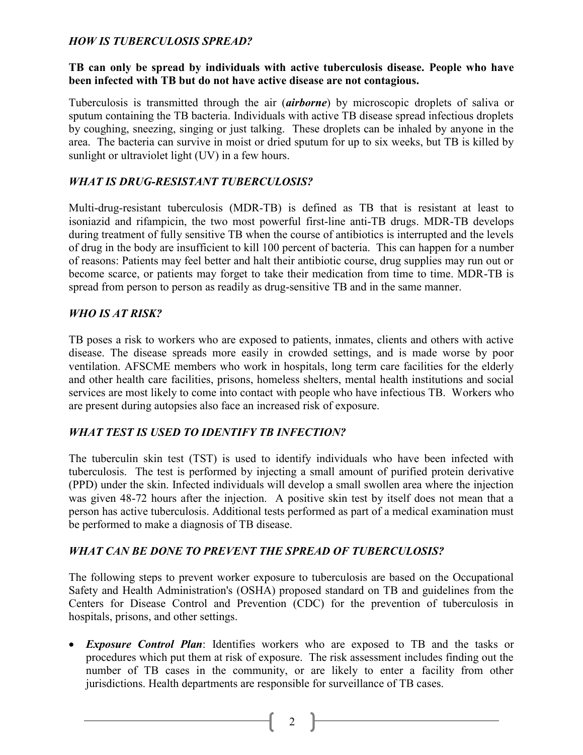### *HOW IS TUBERCULOSIS SPREAD?*

**TB can only be spread by individuals with active tuberculosis disease. People who have been infected with TB but do not have active disease are not contagious.**

Tuberculosis is transmitted through the air (***airborne***) by microscopic droplets of saliva or sputum containing the TB bacteria. Individuals with active TB disease spread infectious droplets by coughing, sneezing, singing or just talking. These droplets can be inhaled by anyone in the area. The bacteria can survive in moist or dried sputum for up to six weeks, but TB is killed by sunlight or ultraviolet light (UV) in a few hours.

### *WHAT IS DRUG-RESISTANT TUBERCULOSIS?*

Multi-drug-resistant tuberculosis (MDR-TB) is defined as TB that is resistant at least to isoniazid and rifampicin, the two most powerful first-line anti-TB drugs. MDR-TB develops during treatment of fully sensitive TB when the course of antibiotics is interrupted and the levels of drug in the body are insufficient to kill 100 percent of bacteria. This can happen for a number of reasons: Patients may feel better and halt their antibiotic course, drug supplies may run out or become scarce, or patients may forget to take their medication from time to time. MDR-TB is spread from person to person as readily as drug-sensitive TB and in the same manner.

### *WHO IS AT RISK?*

TB poses a risk to workers who are exposed to patients, inmates, clients and others with active disease. The disease spreads more easily in crowded settings, and is made worse by poor ventilation. AFSCME members who work in hospitals, long term care facilities for the elderly and other health care facilities, prisons, homeless shelters, mental health institutions and social services are most likely to come into contact with people who have infectious TB. Workers who are present during autopsies also face an increased risk of exposure.

### *WHAT TEST IS USED TO IDENTIFY TB INFECTION?*

The tuberculin skin test (TST) is used to identify individuals who have been infected with tuberculosis. The test is performed by injecting a small amount of purified protein derivative (PPD) under the skin. Infected individuals will develop a small swollen area where the injection was given 48-72 hours after the injection. A positive skin test by itself does not mean that a person has active tuberculosis. Additional tests performed as part of a medical examination must be performed to make a diagnosis of TB disease.

### *WHAT CAN BE DONE TO PREVENT THE SPREAD OF TUBERCULOSIS?*

The following steps to prevent worker exposure to tuberculosis are based on the Occupational Safety and Health Administration's (OSHA) proposed standard on TB and guidelines from the Centers for Disease Control and Prevention (CDC) for the prevention of tuberculosis in hospitals, prisons, and other settings.

- ***Exposure Control Plan***: Identifies workers who are exposed to TB and the tasks or procedures which put them at risk of exposure. The risk assessment includes finding out the number of TB cases in the community, or are likely to enter a facility from other jurisdictions. Health departments are responsible for surveillance of TB cases.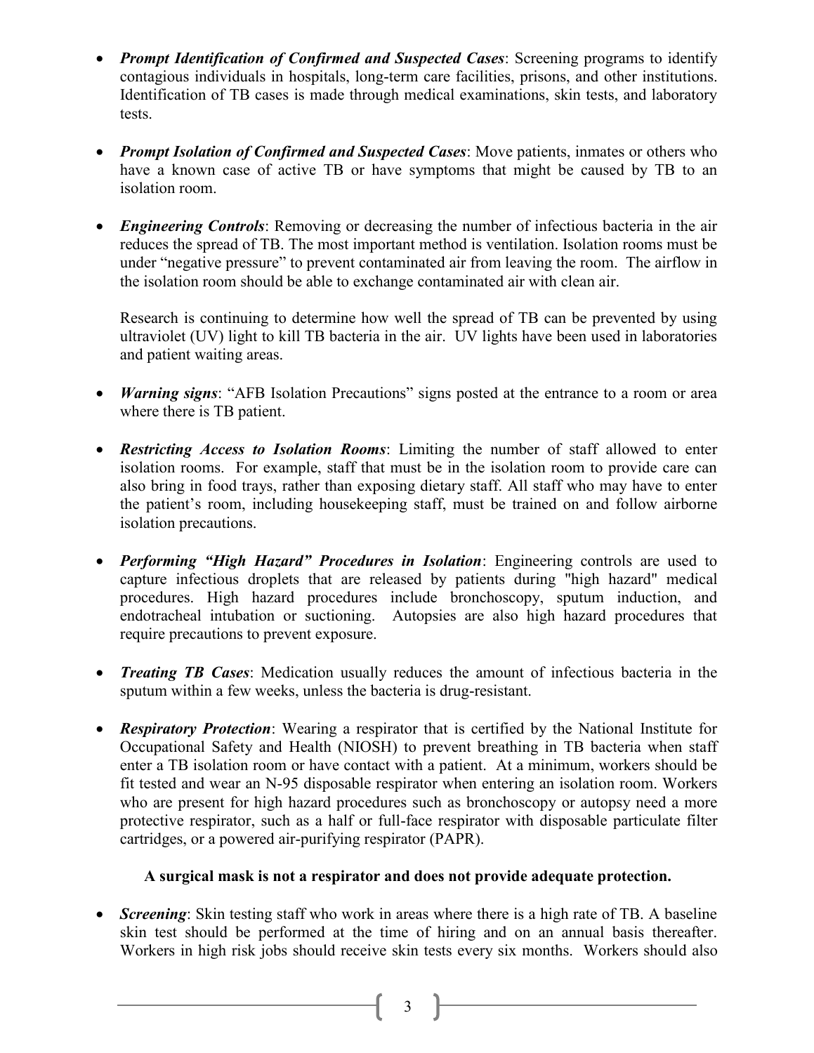- ***Prompt Identification of Confirmed and Suspected Cases***: Screening programs to identify contagious individuals in hospitals, long-term care facilities, prisons, and other institutions. Identification of TB cases is made through medical examinations, skin tests, and laboratory tests.

- ***Prompt Isolation of Confirmed and Suspected Cases***: Move patients, inmates or others who have a known case of active TB or have symptoms that might be caused by TB to an isolation room.

- ***Engineering Controls***: Removing or decreasing the number of infectious bacteria in the air reduces the spread of TB. The most important method is ventilation. Isolation rooms must be under "negative pressure" to prevent contaminated air from leaving the room. The airflow in the isolation room should be able to exchange contaminated air with clean air.

  Research is continuing to determine how well the spread of TB can be prevented by using ultraviolet (UV) light to kill TB bacteria in the air. UV lights have been used in laboratories and patient waiting areas.

- ***Warning signs***: "AFB Isolation Precautions" signs posted at the entrance to a room or area where there is TB patient.

- ***Restricting Access to Isolation Rooms***: Limiting the number of staff allowed to enter isolation rooms. For example, staff that must be in the isolation room to provide care can also bring in food trays, rather than exposing dietary staff. All staff who may have to enter the patient's room, including housekeeping staff, must be trained on and follow airborne isolation precautions.

- ***Performing "High Hazard" Procedures in Isolation***: Engineering controls are used to capture infectious droplets that are released by patients during "high hazard" medical procedures. High hazard procedures include bronchoscopy, sputum induction, and endotracheal intubation or suctioning. Autopsies are also high hazard procedures that require precautions to prevent exposure.

- ***Treating TB Cases***: Medication usually reduces the amount of infectious bacteria in the sputum within a few weeks, unless the bacteria is drug-resistant.

- ***Respiratory Protection***: Wearing a respirator that is certified by the National Institute for Occupational Safety and Health (NIOSH) to prevent breathing in TB bacteria when staff enter a TB isolation room or have contact with a patient. At a minimum, workers should be fit tested and wear an N-95 disposable respirator when entering an isolation room. Workers who are present for high hazard procedures such as bronchoscopy or autopsy need a more protective respirator, such as a half or full-face respirator with disposable particulate filter cartridges, or a powered air-purifying respirator (PAPR).

  **A surgical mask is not a respirator and does not provide adequate protection.**

- ***Screening***: Skin testing staff who work in areas where there is a high rate of TB. A baseline skin test should be performed at the time of hiring and on an annual basis thereafter. Workers in high risk jobs should receive skin tests every six months. Workers should also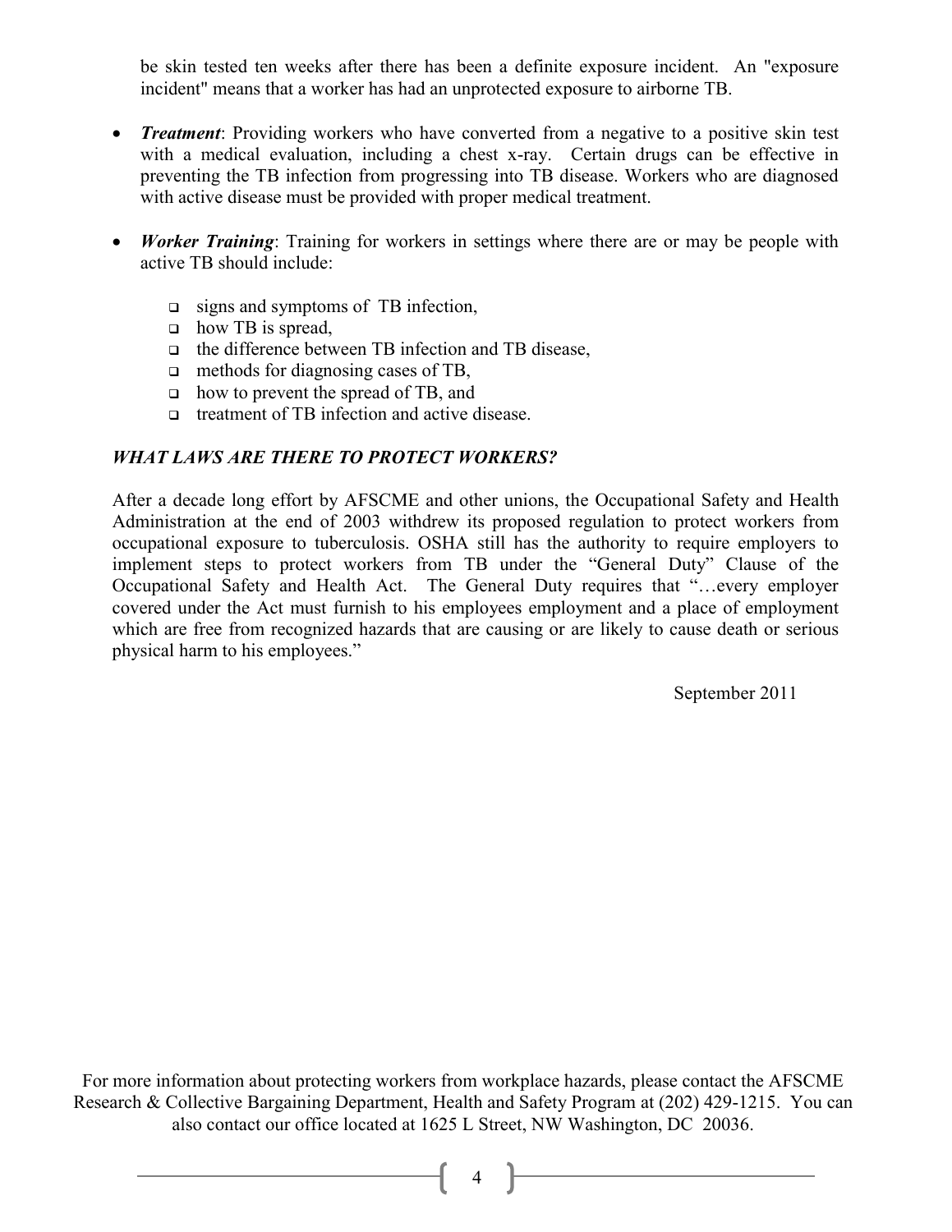be skin tested ten weeks after there has been a definite exposure incident. An "exposure incident" means that a worker has had an unprotected exposure to airborne TB.

- ***Treatment***: Providing workers who have converted from a negative to a positive skin test with a medical evaluation, including a chest x-ray. Certain drugs can be effective in preventing the TB infection from progressing into TB disease. Workers who are diagnosed with active disease must be provided with proper medical treatment.

- ***Worker Training***: Training for workers in settings where there are or may be people with active TB should include:

  - signs and symptoms of TB infection,
  - how TB is spread,
  - the difference between TB infection and TB disease,
  - methods for diagnosing cases of TB,
  - how to prevent the spread of TB, and
  - treatment of TB infection and active disease.

### *WHAT LAWS ARE THERE TO PROTECT WORKERS?*

After a decade long effort by AFSCME and other unions, the Occupational Safety and Health Administration at the end of 2003 withdrew its proposed regulation to protect workers from occupational exposure to tuberculosis. OSHA still has the authority to require employers to implement steps to protect workers from TB under the "General Duty" Clause of the Occupational Safety and Health Act. The General Duty requires that "…every employer covered under the Act must furnish to his employees employment and a place of employment which are free from recognized hazards that are causing or are likely to cause death or serious physical harm to his employees."

September 2011

For more information about protecting workers from workplace hazards, please contact the AFSCME Research & Collective Bargaining Department, Health and Safety Program at (202) 429-1215. You can also contact our office located at 1625 L Street, NW Washington, DC 20036.